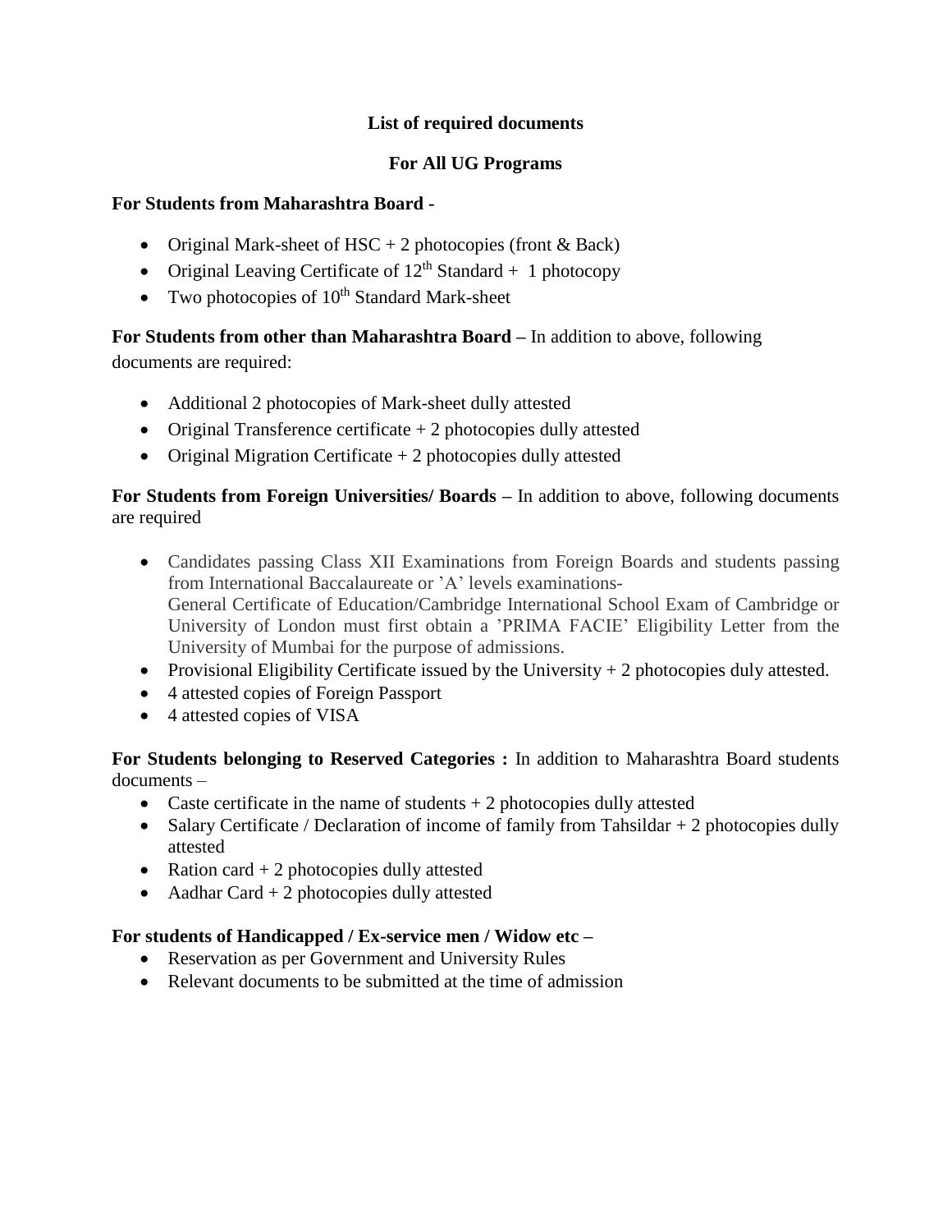## List of required documents

## For All UG Programs

**For Students from Maharashtra Board -**

- Original Mark-sheet of HSC + 2 photocopies (front & Back)
- Original Leaving Certificate of $12^{th}$ Standard + 1 photocopy
- Two photocopies of $10^{th}$ Standard Mark-sheet

**For Students from other than Maharashtra Board –** In addition to above, following documents are required:

- Additional 2 photocopies of Mark-sheet dully attested
- Original Transference certificate + 2 photocopies dully attested
- Original Migration Certificate + 2 photocopies dully attested

**For Students from Foreign Universities/ Boards –** In addition to above, following documents are required

- Candidates passing Class XII Examinations from Foreign Boards and students passing from International Baccalaureate or 'A' levels examinations- General Certificate of Education/Cambridge International School Exam of Cambridge or University of London must first obtain a 'PRIMA FACIE' Eligibility Letter from the University of Mumbai for the purpose of admissions.
- Provisional Eligibility Certificate issued by the University + 2 photocopies duly attested.
- 4 attested copies of Foreign Passport
- 4 attested copies of VISA

**For Students belonging to Reserved Categories :** In addition to Maharashtra Board students documents –

- Caste certificate in the name of students + 2 photocopies dully attested
- Salary Certificate / Declaration of income of family from Tahsildar + 2 photocopies dully attested
- Ration card + 2 photocopies dully attested
- Aadhar Card + 2 photocopies dully attested

**For students of Handicapped / Ex-service men / Widow etc –**

- Reservation as per Government and University Rules
- Relevant documents to be submitted at the time of admission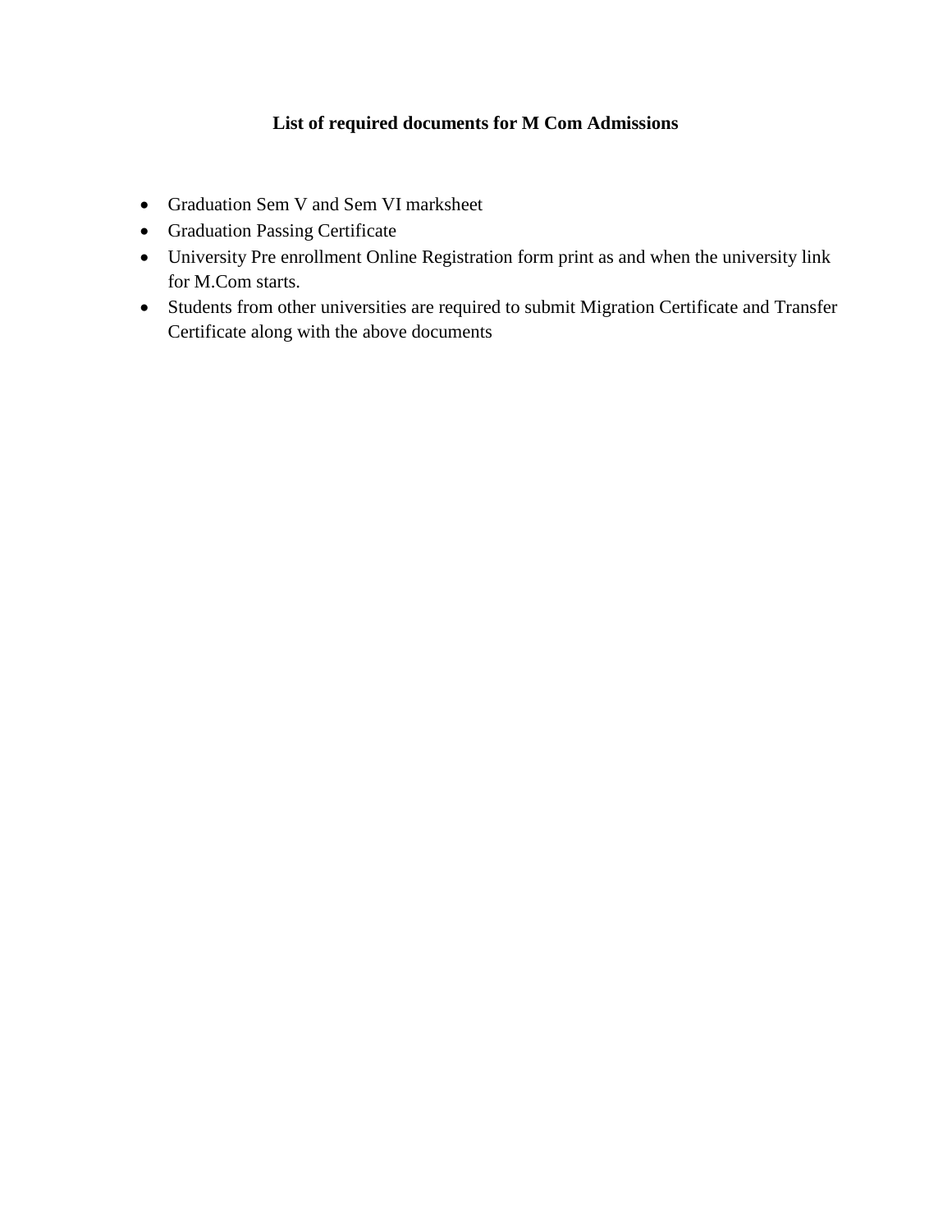## List of required documents for M Com Admissions

- Graduation Sem V and Sem VI marksheet
- Graduation Passing Certificate
- University Pre enrollment Online Registration form print as and when the university link for M.Com starts.
- Students from other universities are required to submit Migration Certificate and Transfer Certificate along with the above documents